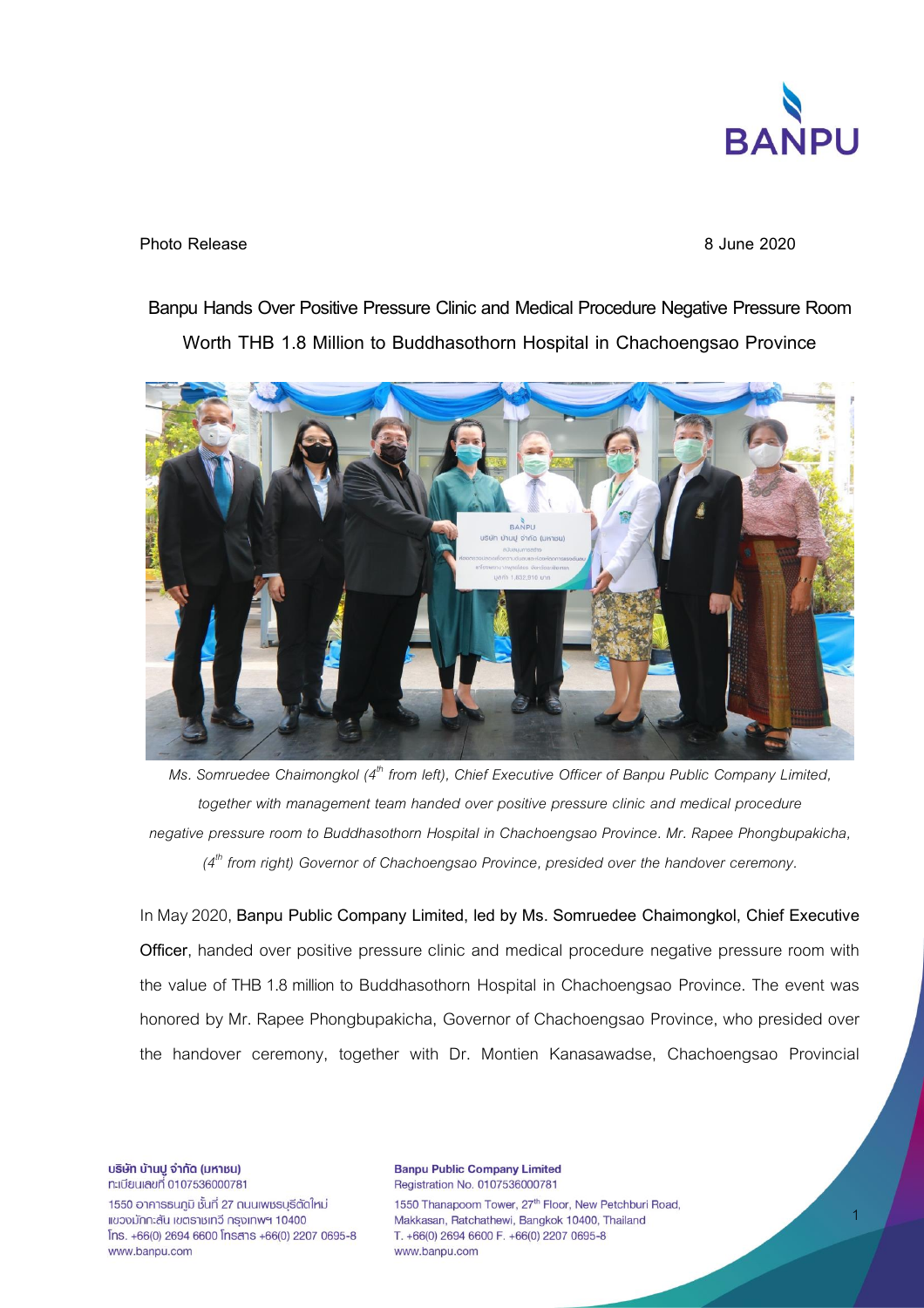Photo Release 8 June 2020

# Banpu Hands Over Positive Pressure Clinic and Medical Procedure Negative Pressure Room Worth THB 1.8 Million to Buddhasothorn Hospital in Chachoengsao Province

*Ms. Somruedee Chaimongkol (4th from left), Chief Executive Officer of Banpu Public Company Limited, together with management team handed over positive pressure clinic and medical procedure negative pressure room to Buddhasothorn Hospital in Chachoengsao Province. Mr. Rapee Phongbupakicha, (4th from right) Governor of Chachoengsao Province, presided over the handover ceremony.*

In May 2020, **Banpu Public Company Limited, led by Ms. Somruedee Chaimongkol, Chief Executive Officer**, handed over positive pressure clinic and medical procedure negative pressure room with the value of THB 1.8 million to Buddhasothorn Hospital in Chachoengsao Province. The event was honored by Mr. Rapee Phongbupakicha, Governor of Chachoengsao Province, who presided over the handover ceremony, together with Dr. Montien Kanasawadse, Chachoengsao Provincial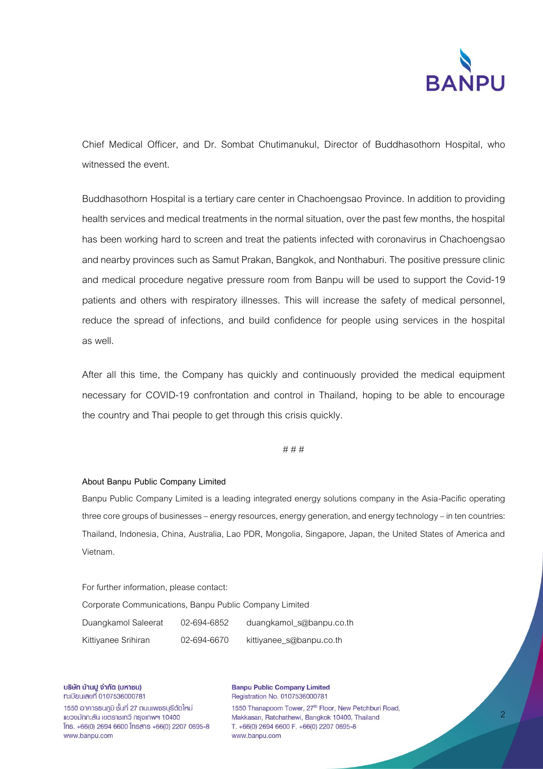Chief Medical Officer, and Dr. Sombat Chutimanukul, Director of Buddhasothorn Hospital, who witnessed the event.

Buddhasothorn Hospital is a tertiary care center in Chachoengsao Province. In addition to providing health services and medical treatments in the normal situation, over the past few months, the hospital has been working hard to screen and treat the patients infected with coronavirus in Chachoengsao and nearby provinces such as Samut Prakan, Bangkok, and Nonthaburi. The positive pressure clinic and medical procedure negative pressure room from Banpu will be used to support the Covid-19 patients and others with respiratory illnesses. This will increase the safety of medical personnel, reduce the spread of infections, and build confidence for people using services in the hospital as well.

After all this time, the Company has quickly and continuously provided the medical equipment necessary for COVID-19 confrontation and control in Thailand, hoping to be able to encourage the country and Thai people to get through this crisis quickly.

# # #

**About Banpu Public Company Limited**

Banpu Public Company Limited is a leading integrated energy solutions company in the Asia-Pacific operating three core groups of businesses – energy resources, energy generation, and energy technology – in ten countries: Thailand, Indonesia, China, Australia, Lao PDR, Mongolia, Singapore, Japan, the United States of America and Vietnam.

For further information, please contact:

Corporate Communications, Banpu Public Company Limited

| | | |
|---|---|---|
| Duangkamol Saleerat | 02-694-6852 | duangkamol_s@banpu.co.th |
| Kittiyanee Srihiran | 02-694-6670 | kittiyanee_s@banpu.co.th |